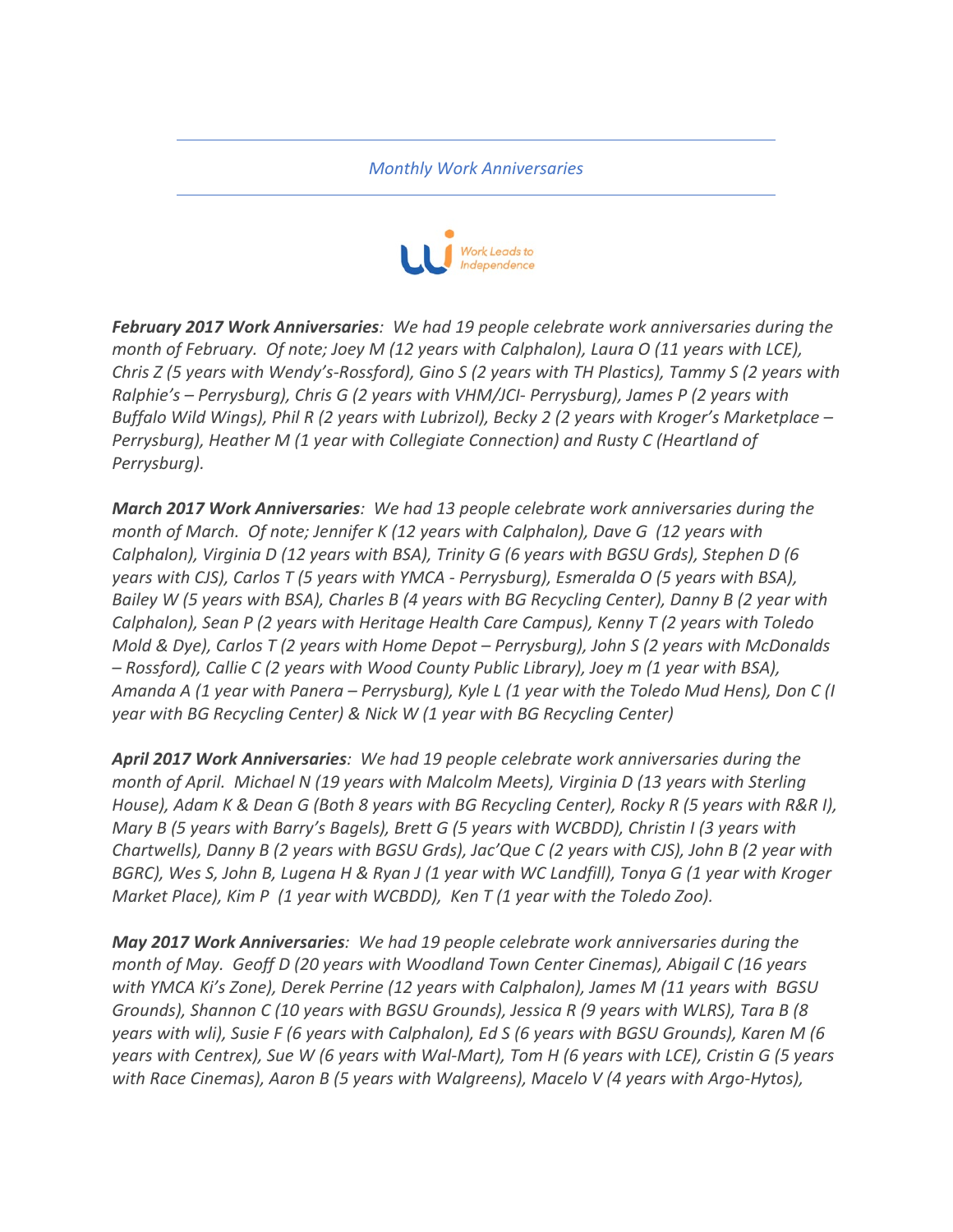*Monthly Work Anniversaries*

***February 2017 Work Anniversaries****: We had 19 people celebrate work anniversaries during the month of February. Of note; Joey M (12 years with Calphalon), Laura O (11 years with LCE), Chris Z (5 years with Wendy's-Rossford), Gino S (2 years with TH Plastics), Tammy S (2 years with Ralphie's – Perrysburg), Chris G (2 years with VHM/JCI- Perrysburg), James P (2 years with Buffalo Wild Wings), Phil R (2 years with Lubrizol), Becky 2 (2 years with Kroger's Marketplace – Perrysburg), Heather M (1 year with Collegiate Connection) and Rusty C (Heartland of Perrysburg).*

***March 2017 Work Anniversaries****: We had 13 people celebrate work anniversaries during the month of March. Of note; Jennifer K (12 years with Calphalon), Dave G (12 years with Calphalon), Virginia D (12 years with BSA), Trinity G (6 years with BGSU Grds), Stephen D (6 years with CJS), Carlos T (5 years with YMCA - Perrysburg), Esmeralda O (5 years with BSA), Bailey W (5 years with BSA), Charles B (4 years with BG Recycling Center), Danny B (2 year with Calphalon), Sean P (2 years with Heritage Health Care Campus), Kenny T (2 years with Toledo Mold & Dye), Carlos T (2 years with Home Depot – Perrysburg), John S (2 years with McDonalds – Rossford), Callie C (2 years with Wood County Public Library), Joey m (1 year with BSA), Amanda A (1 year with Panera – Perrysburg), Kyle L (1 year with the Toledo Mud Hens), Don C (I year with BG Recycling Center) & Nick W (1 year with BG Recycling Center)*

***April 2017 Work Anniversaries****: We had 19 people celebrate work anniversaries during the month of April. Michael N (19 years with Malcolm Meets), Virginia D (13 years with Sterling House), Adam K & Dean G (Both 8 years with BG Recycling Center), Rocky R (5 years with R&R I), Mary B (5 years with Barry's Bagels), Brett G (5 years with WCBDD), Christin I (3 years with Chartwells), Danny B (2 years with BGSU Grds), Jac'Que C (2 years with CJS), John B (2 year with BGRC), Wes S, John B, Lugena H & Ryan J (1 year with WC Landfill), Tonya G (1 year with Kroger Market Place), Kim P (1 year with WCBDD), Ken T (1 year with the Toledo Zoo).*

***May 2017 Work Anniversaries****: We had 19 people celebrate work anniversaries during the month of May. Geoff D (20 years with Woodland Town Center Cinemas), Abigail C (16 years with YMCA Ki's Zone), Derek Perrine (12 years with Calphalon), James M (11 years with BGSU Grounds), Shannon C (10 years with BGSU Grounds), Jessica R (9 years with WLRS), Tara B (8 years with wli), Susie F (6 years with Calphalon), Ed S (6 years with BGSU Grounds), Karen M (6 years with Centrex), Sue W (6 years with Wal-Mart), Tom H (6 years with LCE), Cristin G (5 years with Race Cinemas), Aaron B (5 years with Walgreens), Macelo V (4 years with Argo-Hytos),*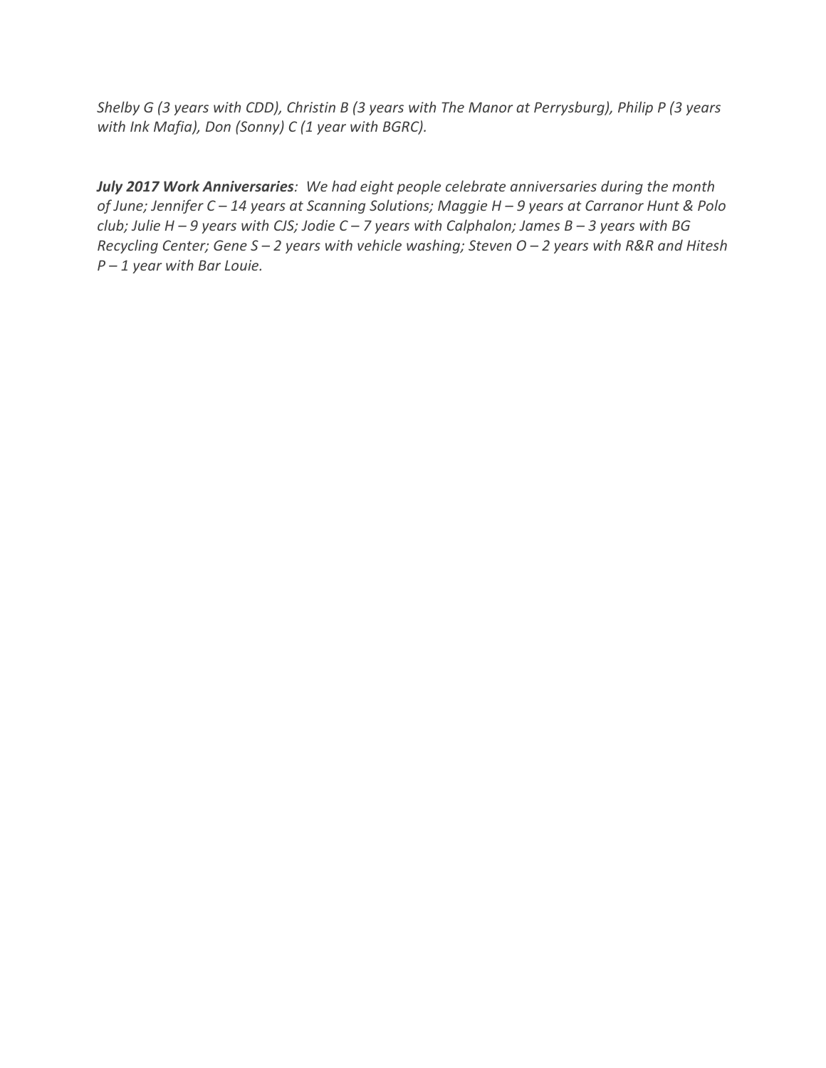*Shelby G (3 years with CDD), Christin B (3 years with The Manor at Perrysburg), Philip P (3 years with Ink Mafia), Don (Sonny) C (1 year with BGRC).*

***July 2017 Work Anniversaries**: We had eight people celebrate anniversaries during the month of June; Jennifer C – 14 years at Scanning Solutions; Maggie H – 9 years at Carranor Hunt & Polo club; Julie H – 9 years with CJS; Jodie C – 7 years with Calphalon; James B – 3 years with BG Recycling Center; Gene S – 2 years with vehicle washing; Steven O – 2 years with R&R and Hitesh P – 1 year with Bar Louie.*